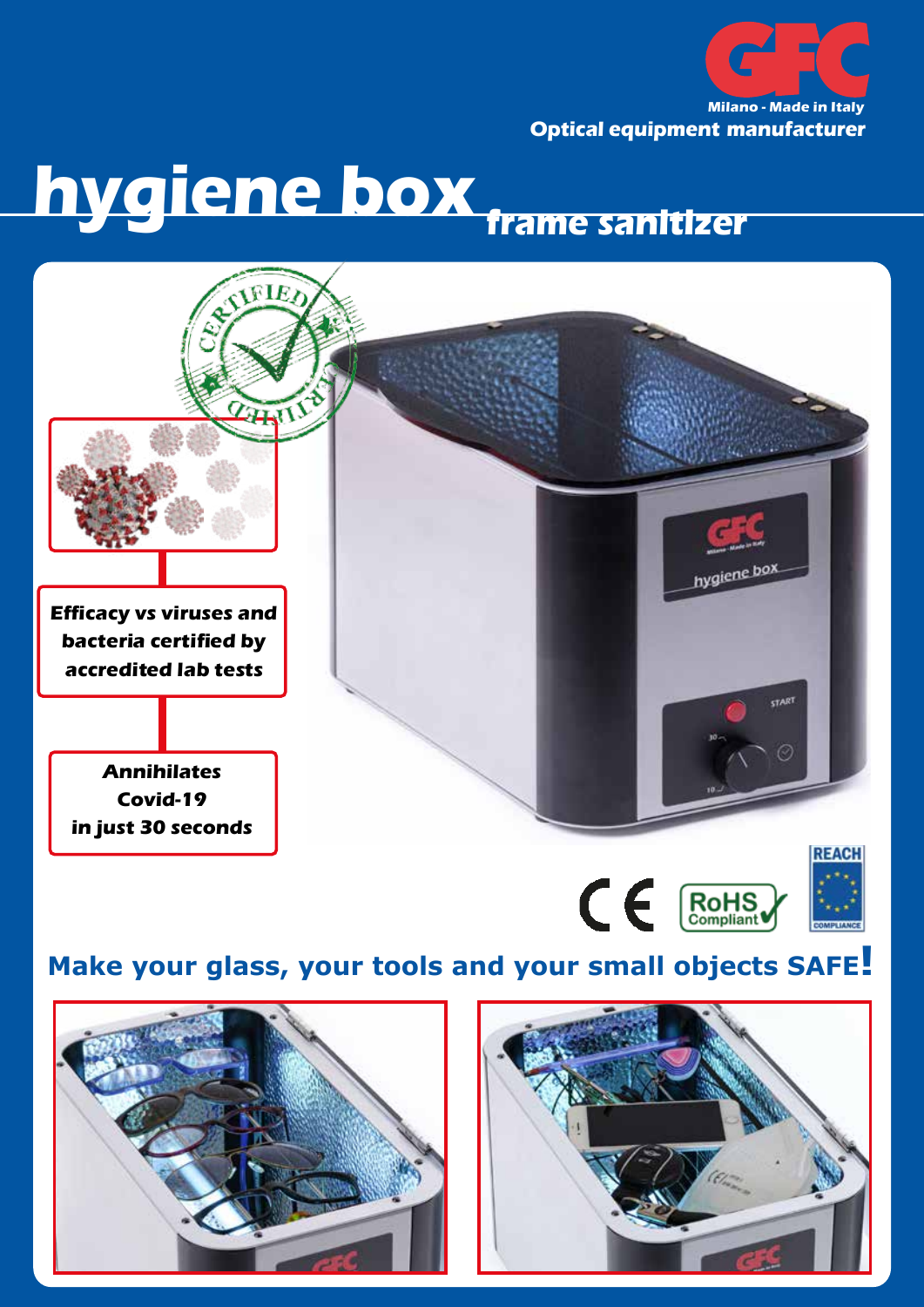GFC

Milano - Made in Italy

**Optical equipment manufacturer**

# hygiene box

## frame sanitizer

**Efficacy vs viruses and bacteria certified by accredited lab tests**

***Annihilates Covid-19 in just 30 seconds***

**Make your glass, your tools and your small objects SAFE!**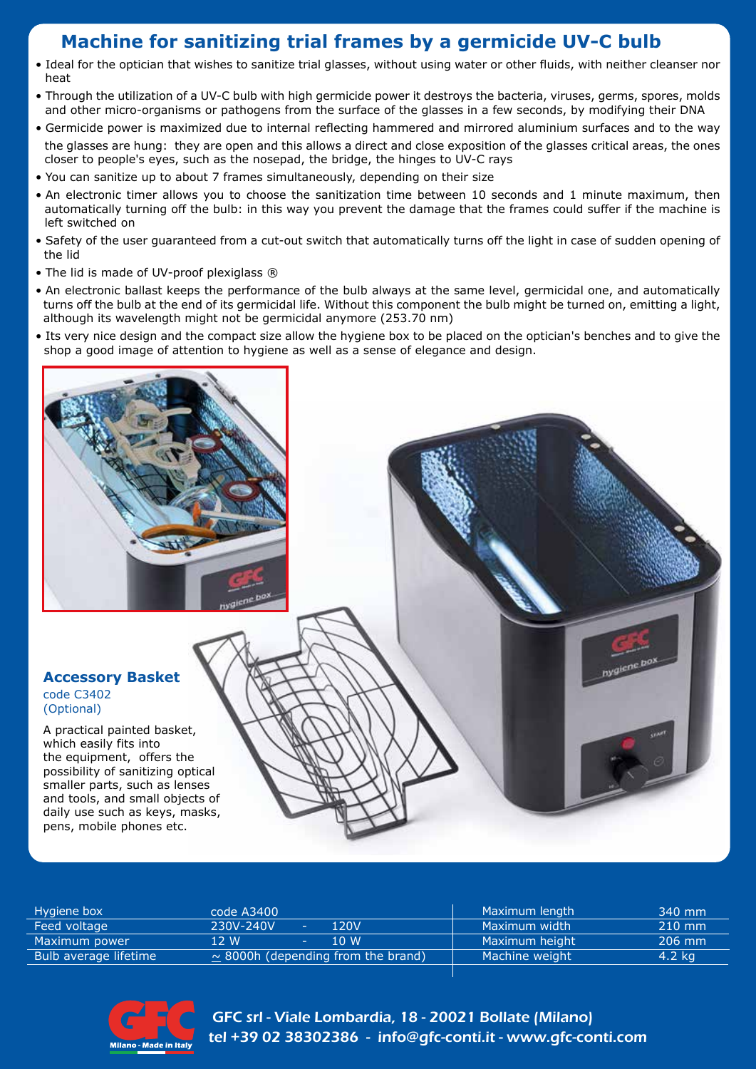## Machine for sanitizing trial frames by a germicide UV-C bulb

- Ideal for the optician that wishes to sanitize trial glasses, without using water or other fluids, with neither cleanser nor heat
- Through the utilization of a UV-C bulb with high germicide power it destroys the bacteria, viruses, germs, spores, molds and other micro-organisms or pathogens from the surface of the glasses in a few seconds, by modifying their DNA
- Germicide power is maximized due to internal reflecting hammered and mirrored aluminium surfaces and to the way the glasses are hung: they are open and this allows a direct and close exposition of the glasses critical areas, the ones closer to people's eyes, such as the nosepad, the bridge, the hinges to UV-C rays
- You can sanitize up to about 7 frames simultaneously, depending on their size
- An electronic timer allows you to choose the sanitization time between 10 seconds and 1 minute maximum, then automatically turning off the bulb: in this way you prevent the damage that the frames could suffer if the machine is left switched on
- Safety of the user guaranteed from a cut-out switch that automatically turns off the light in case of sudden opening of the lid
- The lid is made of UV-proof plexiglass ®
- An electronic ballast keeps the performance of the bulb always at the same level, germicidal one, and automatically turns off the bulb at the end of its germicidal life. Without this component the bulb might be turned on, emitting a light, although its wavelength might not be germicidal anymore (253.70 nm)
- Its very nice design and the compact size allow the hygiene box to be placed on the optician's benches and to give the shop a good image of attention to hygiene as well as a sense of elegance and design.

### Accessory Basket

code C3402
(Optional)

A practical painted basket, which easily fits into the equipment, offers the possibility of sanitizing optical smaller parts, such as lenses and tools, and small objects of daily use such as keys, masks, pens, mobile phones etc.

| | | | |
|---|---|---|---|
| Hygiene box | code A3400 | Maximum length | 340 mm |
| Feed voltage | 230V-240V - 120V | Maximum width | 210 mm |
| Maximum power | 12 W - 10 W | Maximum height | 206 mm |
| Bulb average lifetime | ~ 8000h (depending from the brand) | Machine weight | 4.2 kg |

GFC srl - Viale Lombardia, 18 - 20021 Bollate (Milano)
tel +39 02 38302386 - info@gfc-conti.it - www.gfc-conti.com